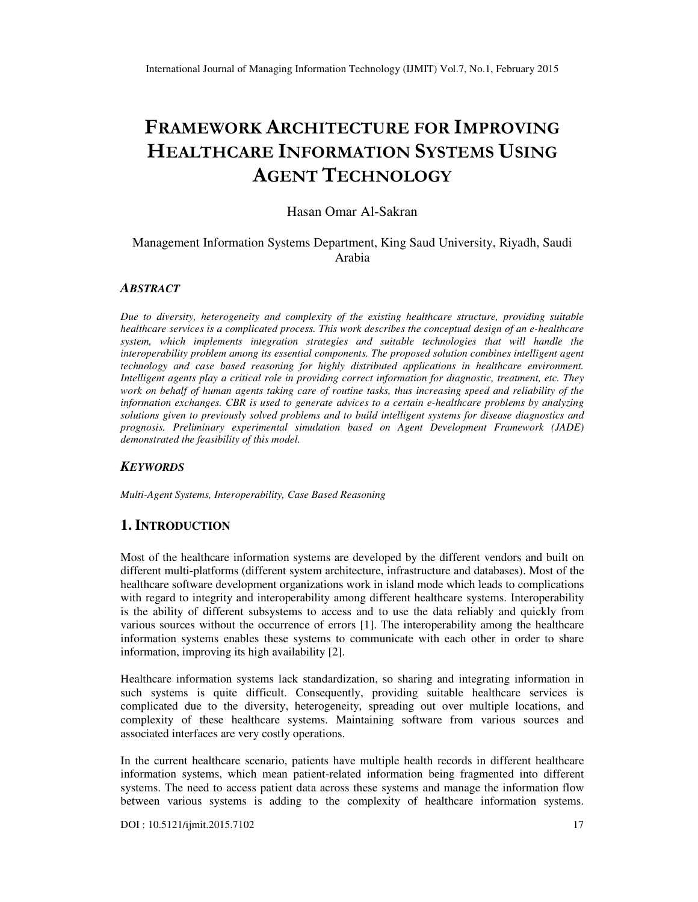# FRAMEWORK ARCHITECTURE FOR IMPROVING HEALTHCARE INFORMATION SYSTEMS USING AGENT TECHNOLOGY

Hasan Omar Al-Sakran

Management Information Systems Department, King Saud University, Riyadh, Saudi Arabia

### *ABSTRACT*

*Due to diversity, heterogeneity and complexity of the existing healthcare structure, providing suitable healthcare services is a complicated process. This work describes the conceptual design of an e-healthcare system, which implements integration strategies and suitable technologies that will handle the interoperability problem among its essential components. The proposed solution combines intelligent agent technology and case based reasoning for highly distributed applications in healthcare environment. Intelligent agents play a critical role in providing correct information for diagnostic, treatment, etc. They work on behalf of human agents taking care of routine tasks, thus increasing speed and reliability of the information exchanges. CBR is used to generate advices to a certain e-healthcare problems by analyzing solutions given to previously solved problems and to build intelligent systems for disease diagnostics and prognosis. Preliminary experimental simulation based on Agent Development Framework (JADE) demonstrated the feasibility of this model.*

### *KEYWORDS*

*Multi-Agent Systems, Interoperability, Case Based Reasoning*

## 1. INTRODUCTION

Most of the healthcare information systems are developed by the different vendors and built on different multi-platforms (different system architecture, infrastructure and databases). Most of the healthcare software development organizations work in island mode which leads to complications with regard to integrity and interoperability among different healthcare systems. Interoperability is the ability of different subsystems to access and to use the data reliably and quickly from various sources without the occurrence of errors [1]. The interoperability among the healthcare information systems enables these systems to communicate with each other in order to share information, improving its high availability [2].

Healthcare information systems lack standardization, so sharing and integrating information in such systems is quite difficult. Consequently, providing suitable healthcare services is complicated due to the diversity, heterogeneity, spreading out over multiple locations, and complexity of these healthcare systems. Maintaining software from various sources and associated interfaces are very costly operations.

In the current healthcare scenario, patients have multiple health records in different healthcare information systems, which mean patient-related information being fragmented into different systems. The need to access patient data across these systems and manage the information flow between various systems is adding to the complexity of healthcare information systems.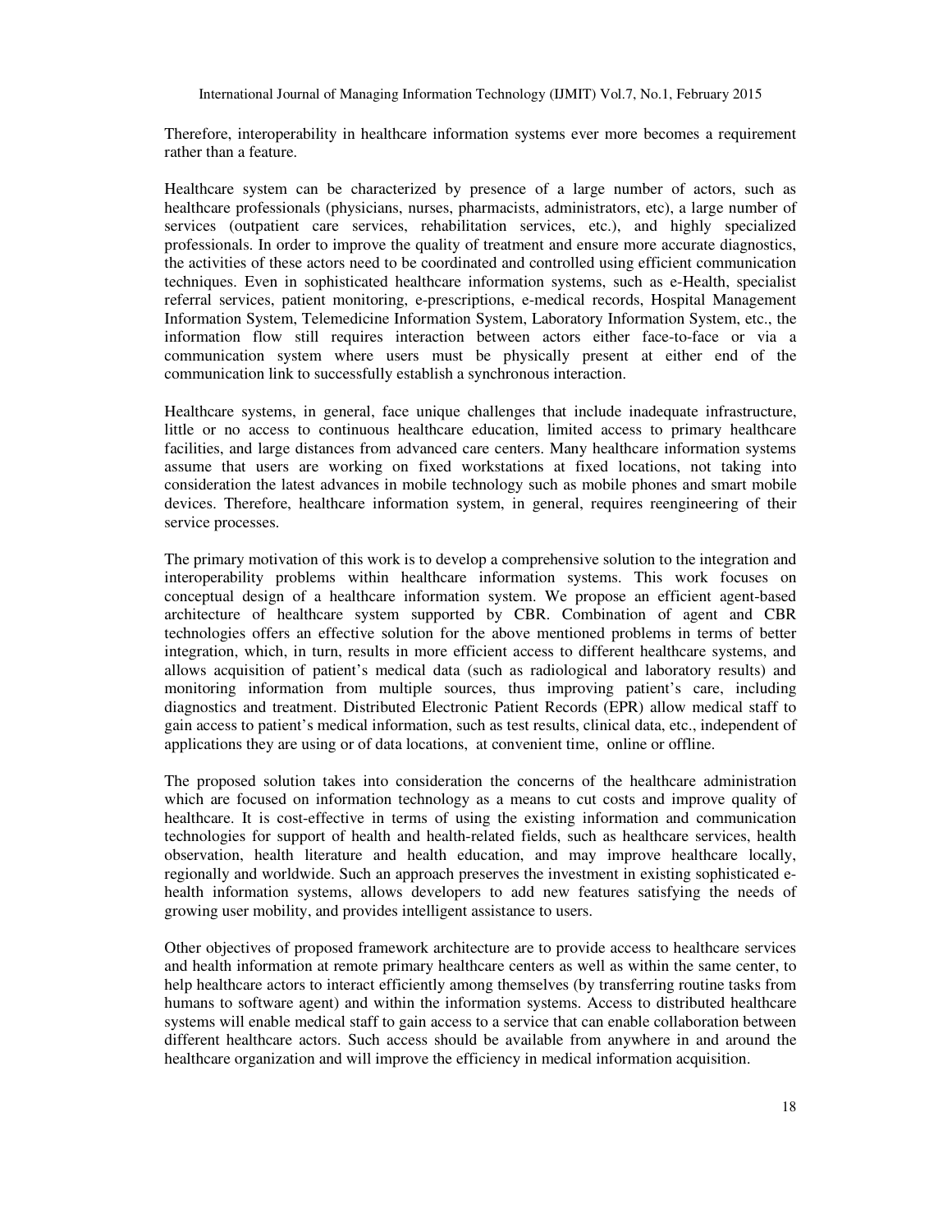Therefore, interoperability in healthcare information systems ever more becomes a requirement rather than a feature.

Healthcare system can be characterized by presence of a large number of actors, such as healthcare professionals (physicians, nurses, pharmacists, administrators, etc), a large number of services (outpatient care services, rehabilitation services, etc.), and highly specialized professionals. In order to improve the quality of treatment and ensure more accurate diagnostics, the activities of these actors need to be coordinated and controlled using efficient communication techniques. Even in sophisticated healthcare information systems, such as e-Health, specialist referral services, patient monitoring, e-prescriptions, e-medical records, Hospital Management Information System, Telemedicine Information System, Laboratory Information System, etc., the information flow still requires interaction between actors either face-to-face or via a communication system where users must be physically present at either end of the communication link to successfully establish a synchronous interaction.

Healthcare systems, in general, face unique challenges that include inadequate infrastructure, little or no access to continuous healthcare education, limited access to primary healthcare facilities, and large distances from advanced care centers. Many healthcare information systems assume that users are working on fixed workstations at fixed locations, not taking into consideration the latest advances in mobile technology such as mobile phones and smart mobile devices. Therefore, healthcare information system, in general, requires reengineering of their service processes.

The primary motivation of this work is to develop a comprehensive solution to the integration and interoperability problems within healthcare information systems. This work focuses on conceptual design of a healthcare information system. We propose an efficient agent-based architecture of healthcare system supported by CBR. Combination of agent and CBR technologies offers an effective solution for the above mentioned problems in terms of better integration, which, in turn, results in more efficient access to different healthcare systems, and allows acquisition of patient's medical data (such as radiological and laboratory results) and monitoring information from multiple sources, thus improving patient's care, including diagnostics and treatment. Distributed Electronic Patient Records (EPR) allow medical staff to gain access to patient's medical information, such as test results, clinical data, etc., independent of applications they are using or of data locations, at convenient time, online or offline.

The proposed solution takes into consideration the concerns of the healthcare administration which are focused on information technology as a means to cut costs and improve quality of healthcare. It is cost-effective in terms of using the existing information and communication technologies for support of health and health-related fields, such as healthcare services, health observation, health literature and health education, and may improve healthcare locally, regionally and worldwide. Such an approach preserves the investment in existing sophisticated e-health information systems, allows developers to add new features satisfying the needs of growing user mobility, and provides intelligent assistance to users.

Other objectives of proposed framework architecture are to provide access to healthcare services and health information at remote primary healthcare centers as well as within the same center, to help healthcare actors to interact efficiently among themselves (by transferring routine tasks from humans to software agent) and within the information systems. Access to distributed healthcare systems will enable medical staff to gain access to a service that can enable collaboration between different healthcare actors. Such access should be available from anywhere in and around the healthcare organization and will improve the efficiency in medical information acquisition.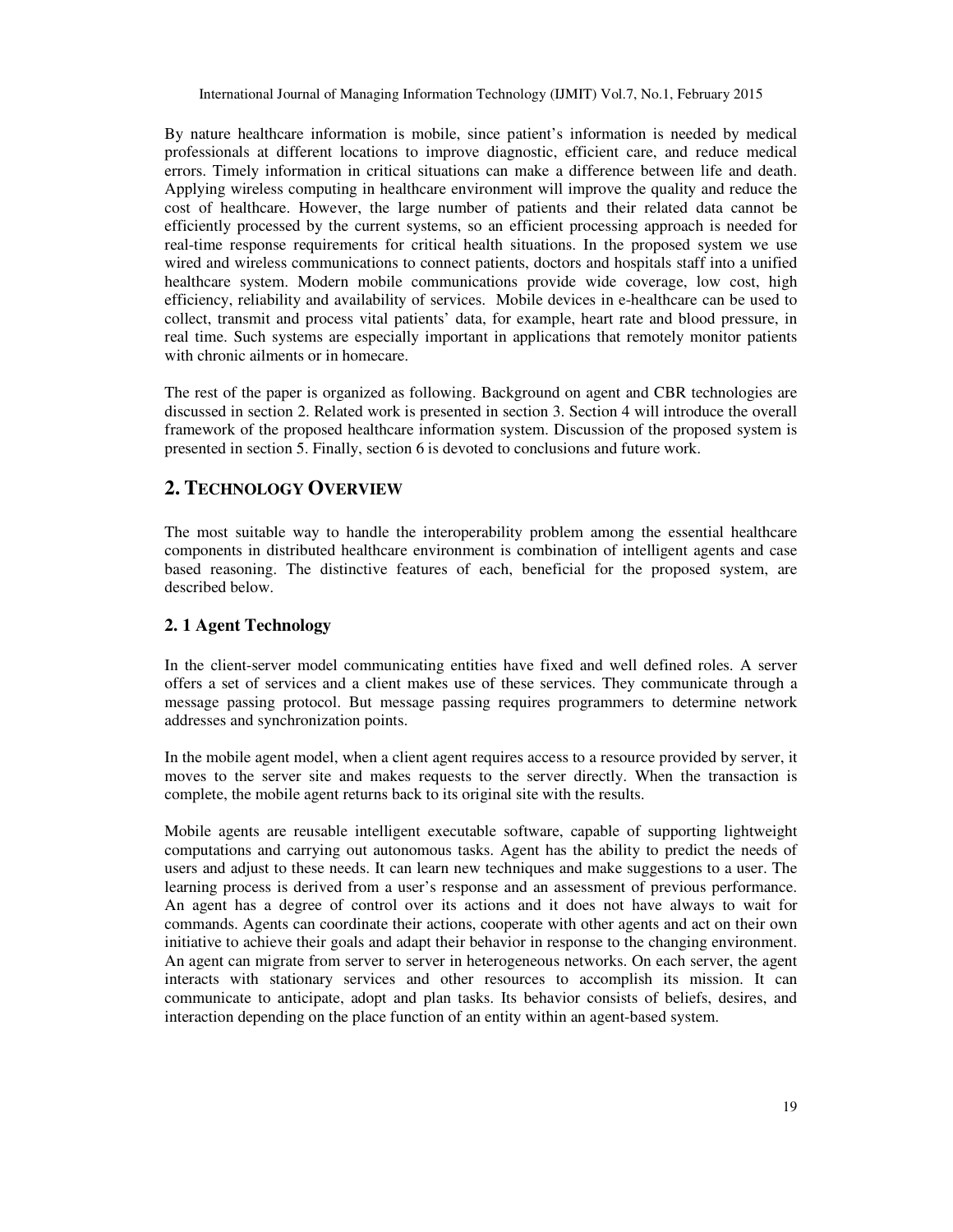By nature healthcare information is mobile, since patient's information is needed by medical professionals at different locations to improve diagnostic, efficient care, and reduce medical errors. Timely information in critical situations can make a difference between life and death. Applying wireless computing in healthcare environment will improve the quality and reduce the cost of healthcare. However, the large number of patients and their related data cannot be efficiently processed by the current systems, so an efficient processing approach is needed for real-time response requirements for critical health situations. In the proposed system we use wired and wireless communications to connect patients, doctors and hospitals staff into a unified healthcare system. Modern mobile communications provide wide coverage, low cost, high efficiency, reliability and availability of services. Mobile devices in e-healthcare can be used to collect, transmit and process vital patients' data, for example, heart rate and blood pressure, in real time. Such systems are especially important in applications that remotely monitor patients with chronic ailments or in homecare.

The rest of the paper is organized as following. Background on agent and CBR technologies are discussed in section 2. Related work is presented in section 3. Section 4 will introduce the overall framework of the proposed healthcare information system. Discussion of the proposed system is presented in section 5. Finally, section 6 is devoted to conclusions and future work.

## 2. TECHNOLOGY OVERVIEW

The most suitable way to handle the interoperability problem among the essential healthcare components in distributed healthcare environment is combination of intelligent agents and case based reasoning. The distinctive features of each, beneficial for the proposed system, are described below.

### 2. 1 Agent Technology

In the client-server model communicating entities have fixed and well defined roles. A server offers a set of services and a client makes use of these services. They communicate through a message passing protocol. But message passing requires programmers to determine network addresses and synchronization points.

In the mobile agent model, when a client agent requires access to a resource provided by server, it moves to the server site and makes requests to the server directly. When the transaction is complete, the mobile agent returns back to its original site with the results.

Mobile agents are reusable intelligent executable software, capable of supporting lightweight computations and carrying out autonomous tasks. Agent has the ability to predict the needs of users and adjust to these needs. It can learn new techniques and make suggestions to a user. The learning process is derived from a user's response and an assessment of previous performance. An agent has a degree of control over its actions and it does not have always to wait for commands. Agents can coordinate their actions, cooperate with other agents and act on their own initiative to achieve their goals and adapt their behavior in response to the changing environment. An agent can migrate from server to server in heterogeneous networks. On each server, the agent interacts with stationary services and other resources to accomplish its mission. It can communicate to anticipate, adopt and plan tasks. Its behavior consists of beliefs, desires, and interaction depending on the place function of an entity within an agent-based system.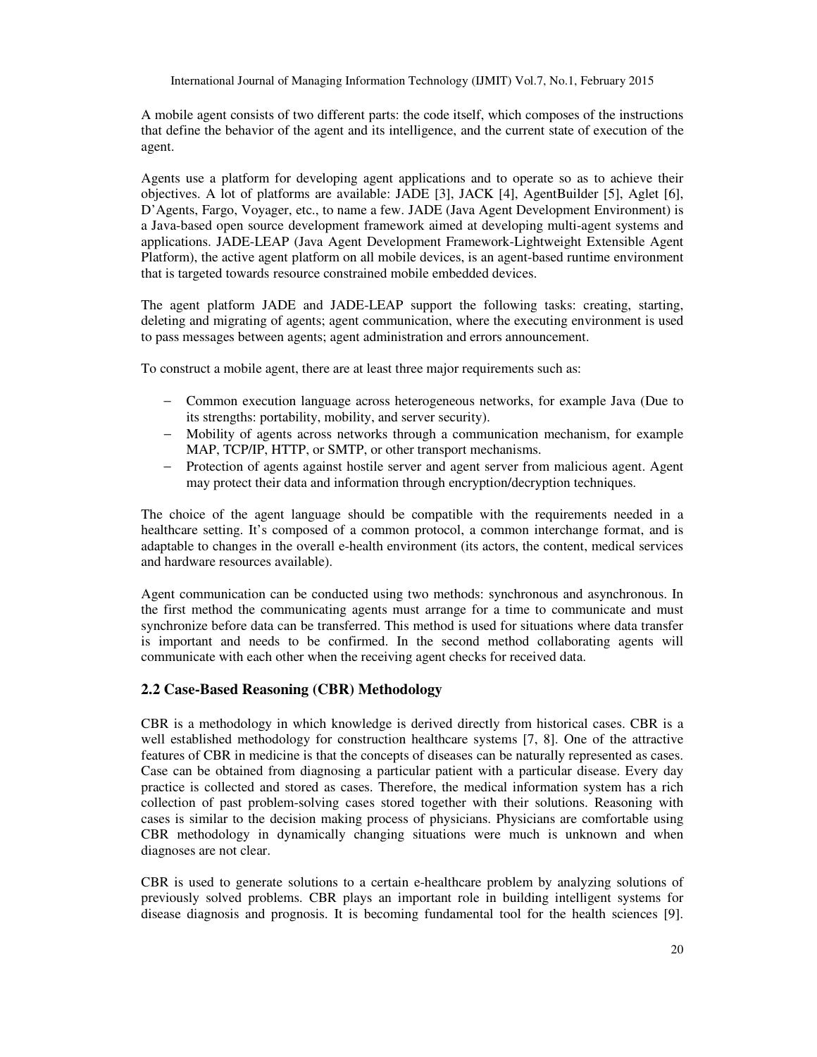A mobile agent consists of two different parts: the code itself, which composes of the instructions that define the behavior of the agent and its intelligence, and the current state of execution of the agent.

Agents use a platform for developing agent applications and to operate so as to achieve their objectives. A lot of platforms are available: JADE [3], JACK [4], AgentBuilder [5], Aglet [6], D'Agents, Fargo, Voyager, etc., to name a few. JADE (Java Agent Development Environment) is a Java-based open source development framework aimed at developing multi-agent systems and applications. JADE-LEAP (Java Agent Development Framework-Lightweight Extensible Agent Platform), the active agent platform on all mobile devices, is an agent-based runtime environment that is targeted towards resource constrained mobile embedded devices.

The agent platform JADE and JADE-LEAP support the following tasks: creating, starting, deleting and migrating of agents; agent communication, where the executing environment is used to pass messages between agents; agent administration and errors announcement.

To construct a mobile agent, there are at least three major requirements such as:

- Common execution language across heterogeneous networks, for example Java (Due to its strengths: portability, mobility, and server security).
- Mobility of agents across networks through a communication mechanism, for example MAP, TCP/IP, HTTP, or SMTP, or other transport mechanisms.
- Protection of agents against hostile server and agent server from malicious agent. Agent may protect their data and information through encryption/decryption techniques.

The choice of the agent language should be compatible with the requirements needed in a healthcare setting. It's composed of a common protocol, a common interchange format, and is adaptable to changes in the overall e-health environment (its actors, the content, medical services and hardware resources available).

Agent communication can be conducted using two methods: synchronous and asynchronous. In the first method the communicating agents must arrange for a time to communicate and must synchronize before data can be transferred. This method is used for situations where data transfer is important and needs to be confirmed. In the second method collaborating agents will communicate with each other when the receiving agent checks for received data.

## 2.2 Case-Based Reasoning (CBR) Methodology

CBR is a methodology in which knowledge is derived directly from historical cases. CBR is a well established methodology for construction healthcare systems [7, 8]. One of the attractive features of CBR in medicine is that the concepts of diseases can be naturally represented as cases. Case can be obtained from diagnosing a particular patient with a particular disease. Every day practice is collected and stored as cases. Therefore, the medical information system has a rich collection of past problem-solving cases stored together with their solutions. Reasoning with cases is similar to the decision making process of physicians. Physicians are comfortable using CBR methodology in dynamically changing situations were much is unknown and when diagnoses are not clear.

CBR is used to generate solutions to a certain e-healthcare problem by analyzing solutions of previously solved problems. CBR plays an important role in building intelligent systems for disease diagnosis and prognosis. It is becoming fundamental tool for the health sciences [9].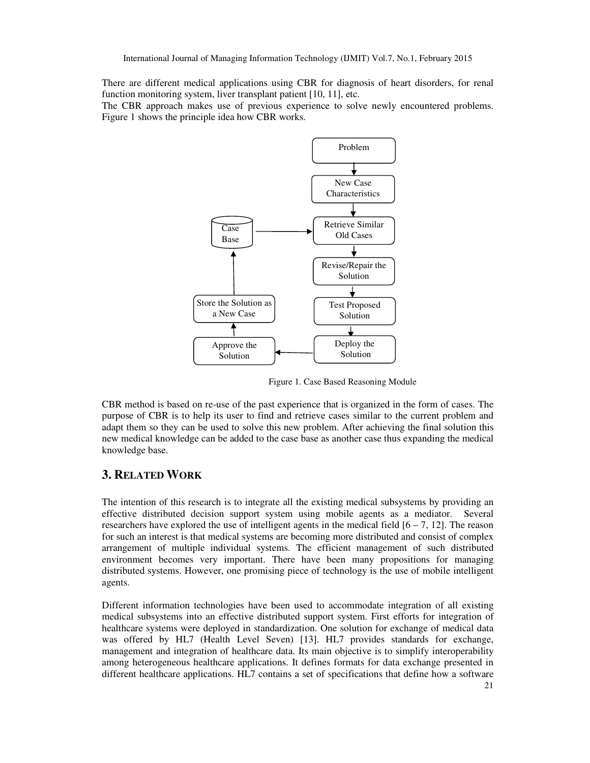There are different medical applications using CBR for diagnosis of heart disorders, for renal function monitoring system, liver transplant patient [10, 11], etc.
The CBR approach makes use of previous experience to solve newly encountered problems. Figure 1 shows the principle idea how CBR works.

Figure 1. Case Based Reasoning Module

CBR method is based on re-use of the past experience that is organized in the form of cases. The purpose of CBR is to help its user to find and retrieve cases similar to the current problem and adapt them so they can be used to solve this new problem. After achieving the final solution this new medical knowledge can be added to the case base as another case thus expanding the medical knowledge base.

## 3. Related Work

The intention of this research is to integrate all the existing medical subsystems by providing an effective distributed decision support system using mobile agents as a mediator. Several researchers have explored the use of intelligent agents in the medical field [6 – 7, 12]. The reason for such an interest is that medical systems are becoming more distributed and consist of complex arrangement of multiple individual systems. The efficient management of such distributed environment becomes very important. There have been many propositions for managing distributed systems. However, one promising piece of technology is the use of mobile intelligent agents.

Different information technologies have been used to accommodate integration of all existing medical subsystems into an effective distributed support system. First efforts for integration of healthcare systems were deployed in standardization. One solution for exchange of medical data was offered by HL7 (Health Level Seven) [13]. HL7 provides standards for exchange, management and integration of healthcare data. Its main objective is to simplify interoperability among heterogeneous healthcare applications. It defines formats for data exchange presented in different healthcare applications. HL7 contains a set of specifications that define how a software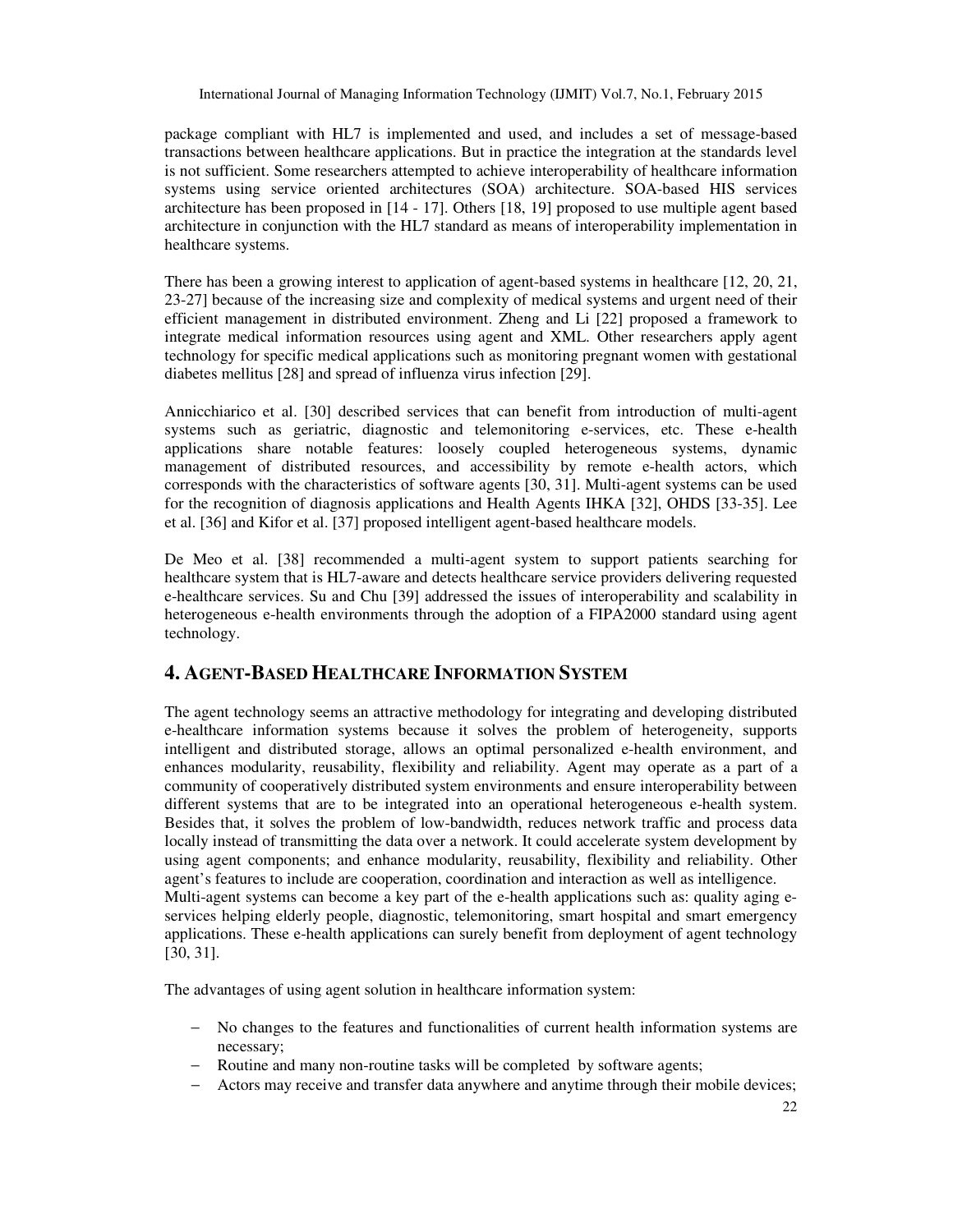package compliant with HL7 is implemented and used, and includes a set of message-based transactions between healthcare applications. But in practice the integration at the standards level is not sufficient. Some researchers attempted to achieve interoperability of healthcare information systems using service oriented architectures (SOA) architecture. SOA-based HIS services architecture has been proposed in [14 - 17]. Others [18, 19] proposed to use multiple agent based architecture in conjunction with the HL7 standard as means of interoperability implementation in healthcare systems.

There has been a growing interest to application of agent-based systems in healthcare [12, 20, 21, 23-27] because of the increasing size and complexity of medical systems and urgent need of their efficient management in distributed environment. Zheng and Li [22] proposed a framework to integrate medical information resources using agent and XML. Other researchers apply agent technology for specific medical applications such as monitoring pregnant women with gestational diabetes mellitus [28] and spread of influenza virus infection [29].

Annicchiarico et al. [30] described services that can benefit from introduction of multi-agent systems such as geriatric, diagnostic and telemonitoring e-services, etc. These e-health applications share notable features: loosely coupled heterogeneous systems, dynamic management of distributed resources, and accessibility by remote e-health actors, which corresponds with the characteristics of software agents [30, 31]. Multi-agent systems can be used for the recognition of diagnosis applications and Health Agents IHKA [32], OHDS [33-35]. Lee et al. [36] and Kifor et al. [37] proposed intelligent agent-based healthcare models.

De Meo et al. [38] recommended a multi-agent system to support patients searching for healthcare system that is HL7-aware and detects healthcare service providers delivering requested e-healthcare services. Su and Chu [39] addressed the issues of interoperability and scalability in heterogeneous e-health environments through the adoption of a FIPA2000 standard using agent technology.

## 4. Agent-Based Healthcare Information System

The agent technology seems an attractive methodology for integrating and developing distributed e-healthcare information systems because it solves the problem of heterogeneity, supports intelligent and distributed storage, allows an optimal personalized e-health environment, and enhances modularity, reusability, flexibility and reliability. Agent may operate as a part of a community of cooperatively distributed system environments and ensure interoperability between different systems that are to be integrated into an operational heterogeneous e-health system. Besides that, it solves the problem of low-bandwidth, reduces network traffic and process data locally instead of transmitting the data over a network. It could accelerate system development by using agent components; and enhance modularity, reusability, flexibility and reliability. Other agent's features to include are cooperation, coordination and interaction as well as intelligence.
Multi-agent systems can become a key part of the e-health applications such as: quality aging e-services helping elderly people, diagnostic, telemonitoring, smart hospital and smart emergency applications. These e-health applications can surely benefit from deployment of agent technology [30, 31].

The advantages of using agent solution in healthcare information system:

- No changes to the features and functionalities of current health information systems are necessary;
- Routine and many non-routine tasks will be completed by software agents;
- Actors may receive and transfer data anywhere and anytime through their mobile devices;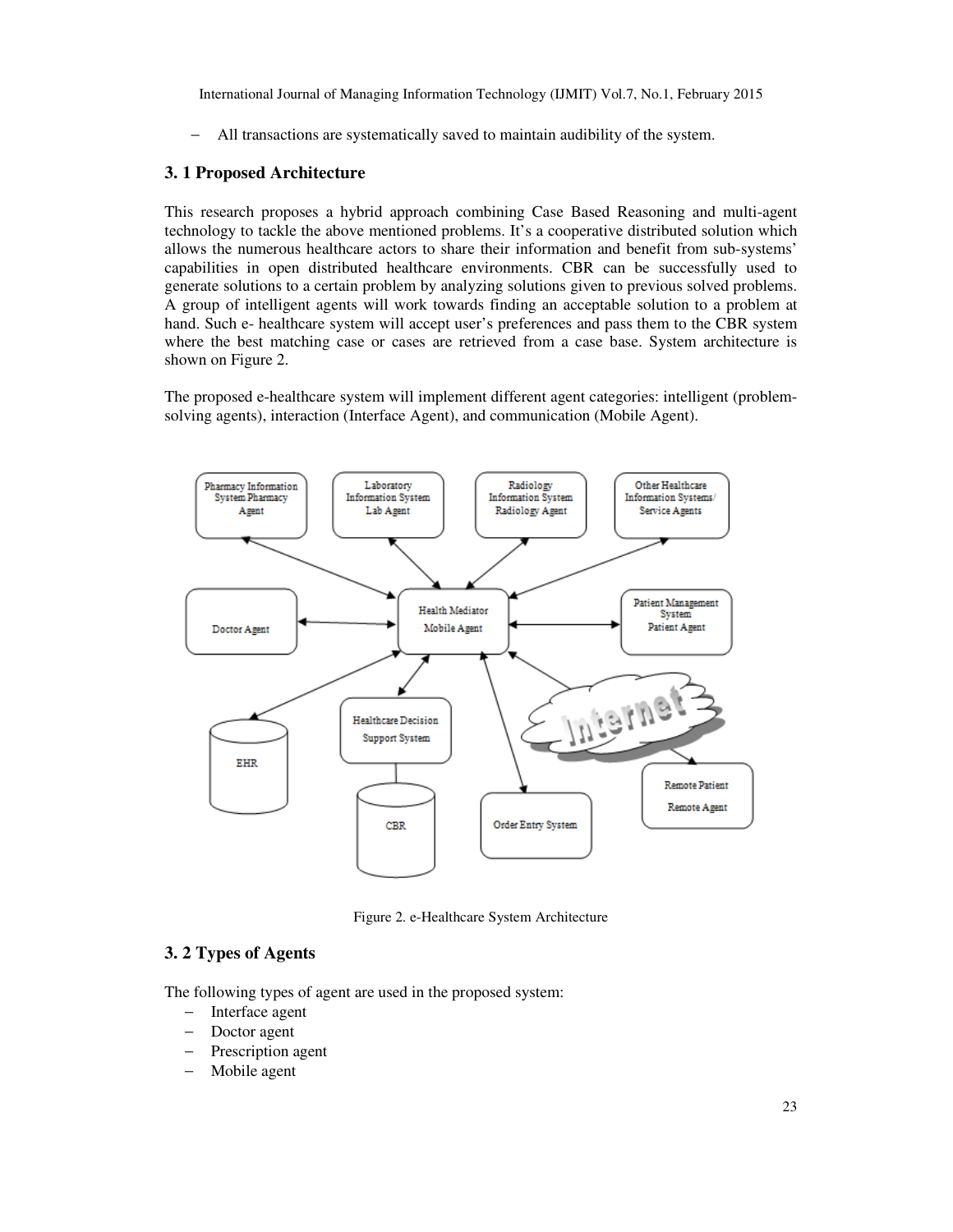- All transactions are systematically saved to maintain audibility of the system.

### 3. 1 Proposed Architecture

This research proposes a hybrid approach combining Case Based Reasoning and multi-agent technology to tackle the above mentioned problems. It's a cooperative distributed solution which allows the numerous healthcare actors to share their information and benefit from sub-systems' capabilities in open distributed healthcare environments. CBR can be successfully used to generate solutions to a certain problem by analyzing solutions given to previous solved problems. A group of intelligent agents will work towards finding an acceptable solution to a problem at hand. Such e- healthcare system will accept user's preferences and pass them to the CBR system where the best matching case or cases are retrieved from a case base. System architecture is shown on Figure 2.

The proposed e-healthcare system will implement different agent categories: intelligent (problem-solving agents), interaction (Interface Agent), and communication (Mobile Agent).

Figure 2. e-Healthcare System Architecture

### 3. 2 Types of Agents

The following types of agent are used in the proposed system:

- Interface agent
- Doctor agent
- Prescription agent
- Mobile agent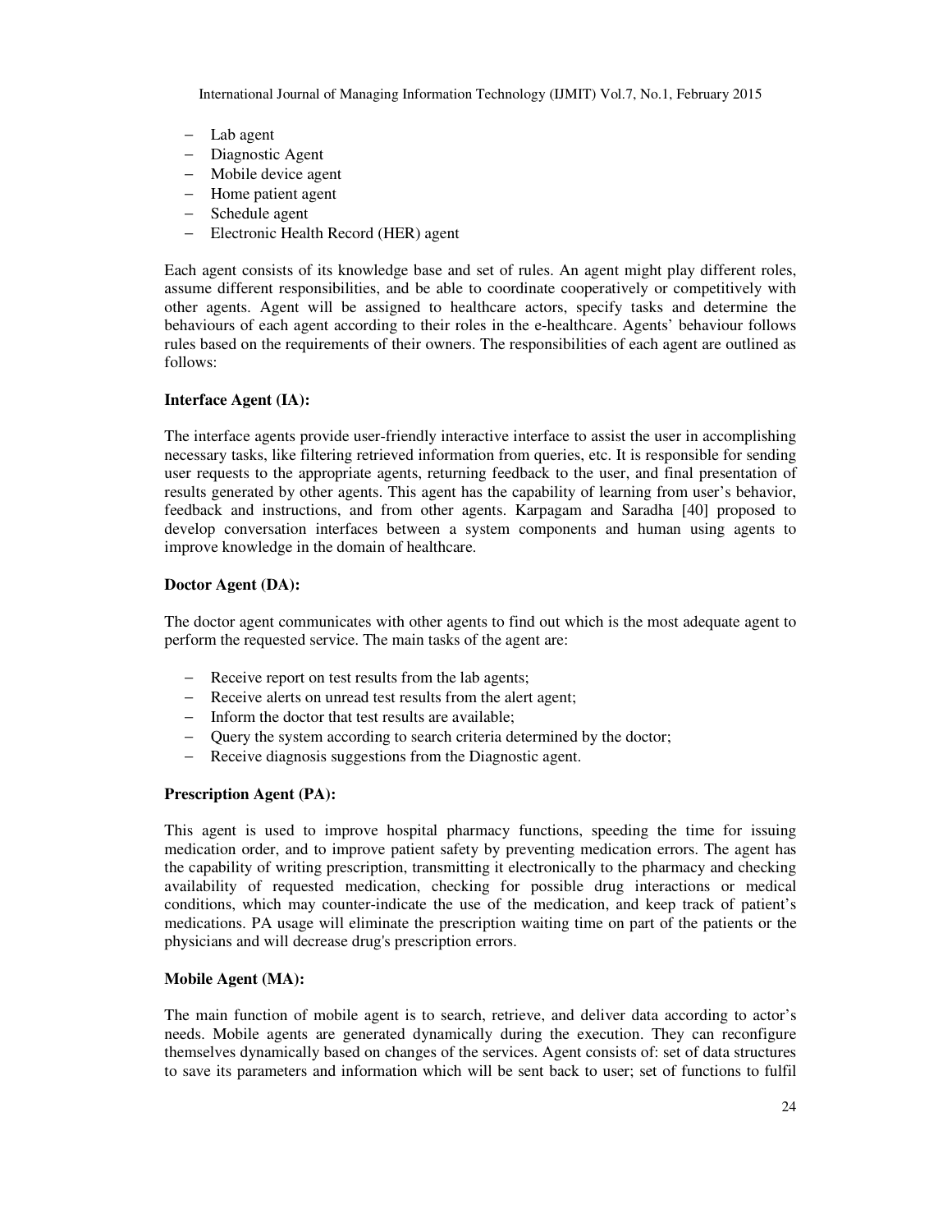- Lab agent
- Diagnostic Agent
- Mobile device agent
- Home patient agent
- Schedule agent
- Electronic Health Record (HER) agent

Each agent consists of its knowledge base and set of rules. An agent might play different roles, assume different responsibilities, and be able to coordinate cooperatively or competitively with other agents. Agent will be assigned to healthcare actors, specify tasks and determine the behaviours of each agent according to their roles in the e-healthcare. Agents' behaviour follows rules based on the requirements of their owners. The responsibilities of each agent are outlined as follows:

**Interface Agent (IA):**

The interface agents provide user-friendly interactive interface to assist the user in accomplishing necessary tasks, like filtering retrieved information from queries, etc. It is responsible for sending user requests to the appropriate agents, returning feedback to the user, and final presentation of results generated by other agents. This agent has the capability of learning from user's behavior, feedback and instructions, and from other agents. Karpagam and Saradha [40] proposed to develop conversation interfaces between a system components and human using agents to improve knowledge in the domain of healthcare.

**Doctor Agent (DA):**

The doctor agent communicates with other agents to find out which is the most adequate agent to perform the requested service. The main tasks of the agent are:

- Receive report on test results from the lab agents;
- Receive alerts on unread test results from the alert agent;
- Inform the doctor that test results are available;
- Query the system according to search criteria determined by the doctor;
- Receive diagnosis suggestions from the Diagnostic agent.

**Prescription Agent (PA):**

This agent is used to improve hospital pharmacy functions, speeding the time for issuing medication order, and to improve patient safety by preventing medication errors. The agent has the capability of writing prescription, transmitting it electronically to the pharmacy and checking availability of requested medication, checking for possible drug interactions or medical conditions, which may counter-indicate the use of the medication, and keep track of patient's medications. PA usage will eliminate the prescription waiting time on part of the patients or the physicians and will decrease drug's prescription errors.

**Mobile Agent (MA):**

The main function of mobile agent is to search, retrieve, and deliver data according to actor's needs. Mobile agents are generated dynamically during the execution. They can reconfigure themselves dynamically based on changes of the services. Agent consists of: set of data structures to save its parameters and information which will be sent back to user; set of functions to fulfil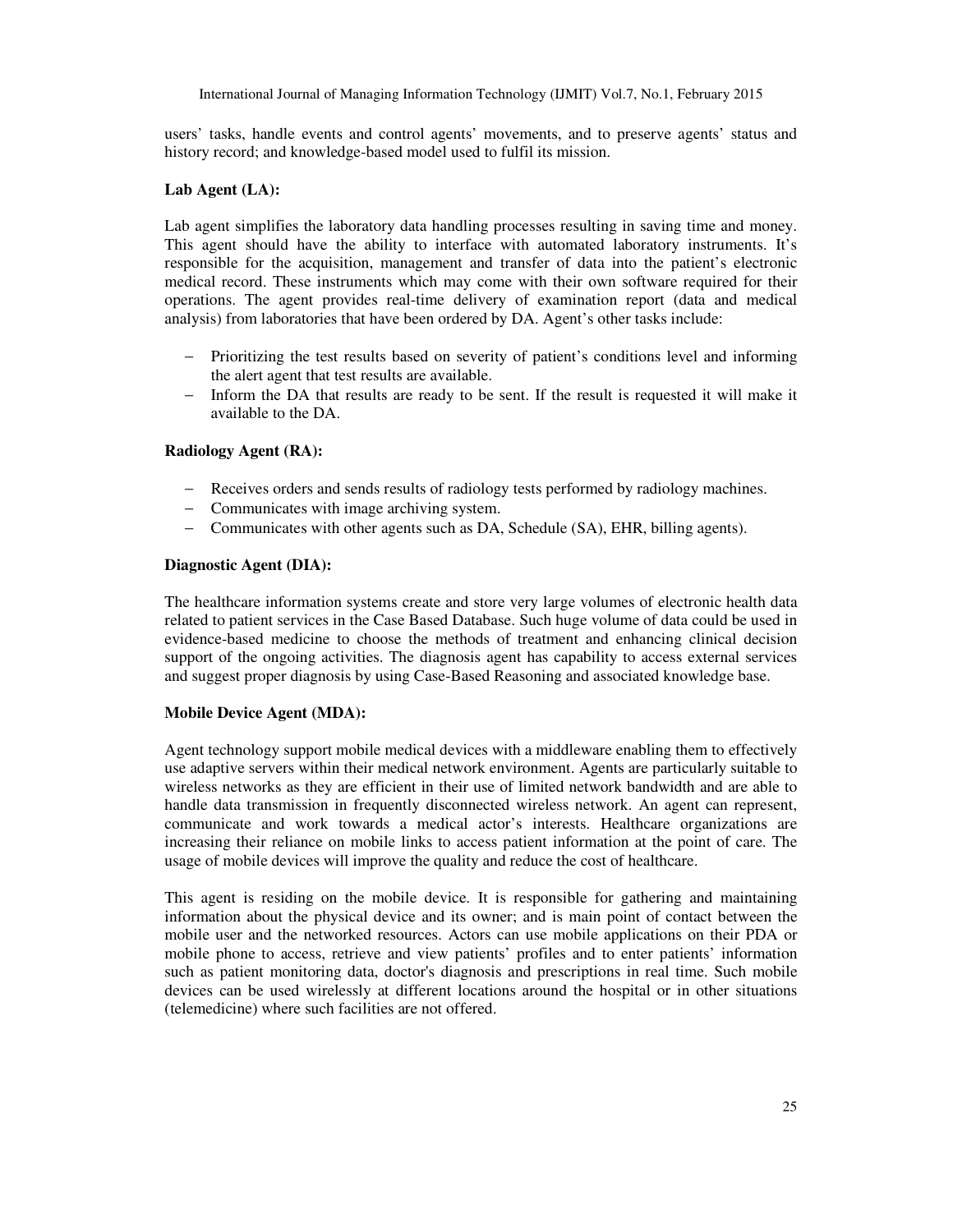users' tasks, handle events and control agents' movements, and to preserve agents' status and history record; and knowledge-based model used to fulfil its mission.

**Lab Agent (LA):**

Lab agent simplifies the laboratory data handling processes resulting in saving time and money. This agent should have the ability to interface with automated laboratory instruments. It's responsible for the acquisition, management and transfer of data into the patient's electronic medical record. These instruments which may come with their own software required for their operations. The agent provides real-time delivery of examination report (data and medical analysis) from laboratories that have been ordered by DA. Agent's other tasks include:

- Prioritizing the test results based on severity of patient's conditions level and informing the alert agent that test results are available.
- Inform the DA that results are ready to be sent. If the result is requested it will make it available to the DA.

**Radiology Agent (RA):**

- Receives orders and sends results of radiology tests performed by radiology machines.
- Communicates with image archiving system.
- Communicates with other agents such as DA, Schedule (SA), EHR, billing agents).

**Diagnostic Agent (DIA):**

The healthcare information systems create and store very large volumes of electronic health data related to patient services in the Case Based Database. Such huge volume of data could be used in evidence-based medicine to choose the methods of treatment and enhancing clinical decision support of the ongoing activities. The diagnosis agent has capability to access external services and suggest proper diagnosis by using Case-Based Reasoning and associated knowledge base.

**Mobile Device Agent (MDA):**

Agent technology support mobile medical devices with a middleware enabling them to effectively use adaptive servers within their medical network environment. Agents are particularly suitable to wireless networks as they are efficient in their use of limited network bandwidth and are able to handle data transmission in frequently disconnected wireless network. An agent can represent, communicate and work towards a medical actor's interests. Healthcare organizations are increasing their reliance on mobile links to access patient information at the point of care. The usage of mobile devices will improve the quality and reduce the cost of healthcare.

This agent is residing on the mobile device. It is responsible for gathering and maintaining information about the physical device and its owner; and is main point of contact between the mobile user and the networked resources. Actors can use mobile applications on their PDA or mobile phone to access, retrieve and view patients' profiles and to enter patients' information such as patient monitoring data, doctor's diagnosis and prescriptions in real time. Such mobile devices can be used wirelessly at different locations around the hospital or in other situations (telemedicine) where such facilities are not offered.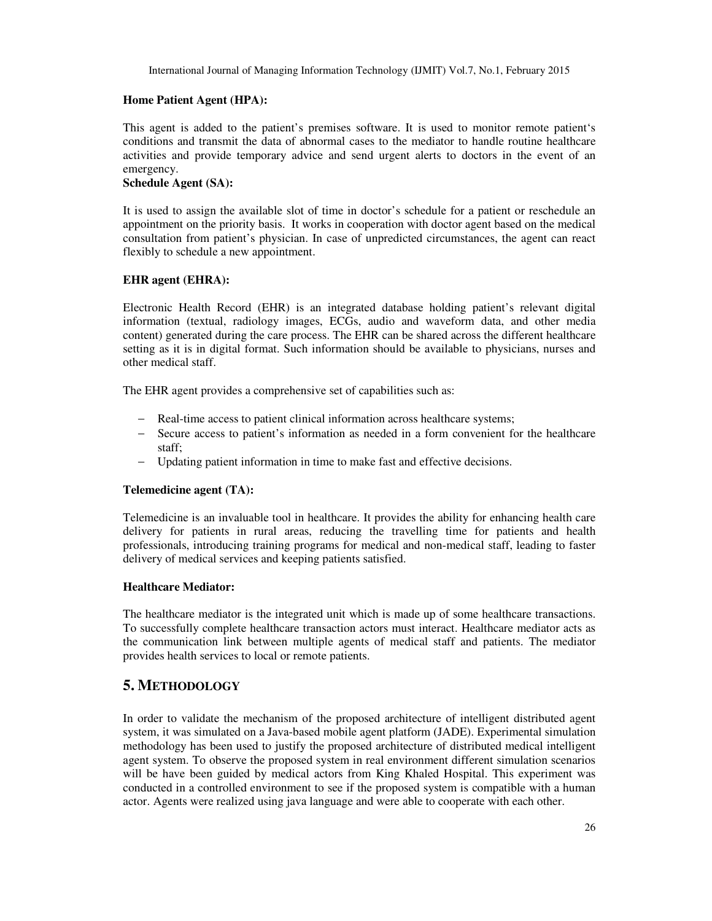**Home Patient Agent (HPA):**

This agent is added to the patient's premises software. It is used to monitor remote patient's conditions and transmit the data of abnormal cases to the mediator to handle routine healthcare activities and provide temporary advice and send urgent alerts to doctors in the event of an emergency.

**Schedule Agent (SA):**

It is used to assign the available slot of time in doctor's schedule for a patient or reschedule an appointment on the priority basis. It works in cooperation with doctor agent based on the medical consultation from patient's physician. In case of unpredicted circumstances, the agent can react flexibly to schedule a new appointment.

**EHR agent (EHRA):**

Electronic Health Record (EHR) is an integrated database holding patient's relevant digital information (textual, radiology images, ECGs, audio and waveform data, and other media content) generated during the care process. The EHR can be shared across the different healthcare setting as it is in digital format. Such information should be available to physicians, nurses and other medical staff.

The EHR agent provides a comprehensive set of capabilities such as:

- Real-time access to patient clinical information across healthcare systems;
- Secure access to patient's information as needed in a form convenient for the healthcare staff;
- Updating patient information in time to make fast and effective decisions.

**Telemedicine agent (TA):**

Telemedicine is an invaluable tool in healthcare. It provides the ability for enhancing health care delivery for patients in rural areas, reducing the travelling time for patients and health professionals, introducing training programs for medical and non-medical staff, leading to faster delivery of medical services and keeping patients satisfied.

**Healthcare Mediator:**

The healthcare mediator is the integrated unit which is made up of some healthcare transactions. To successfully complete healthcare transaction actors must interact. Healthcare mediator acts as the communication link between multiple agents of medical staff and patients. The mediator provides health services to local or remote patients.

## 5. METHODOLOGY

In order to validate the mechanism of the proposed architecture of intelligent distributed agent system, it was simulated on a Java-based mobile agent platform (JADE). Experimental simulation methodology has been used to justify the proposed architecture of distributed medical intelligent agent system. To observe the proposed system in real environment different simulation scenarios will be have been guided by medical actors from King Khaled Hospital. This experiment was conducted in a controlled environment to see if the proposed system is compatible with a human actor. Agents were realized using java language and were able to cooperate with each other.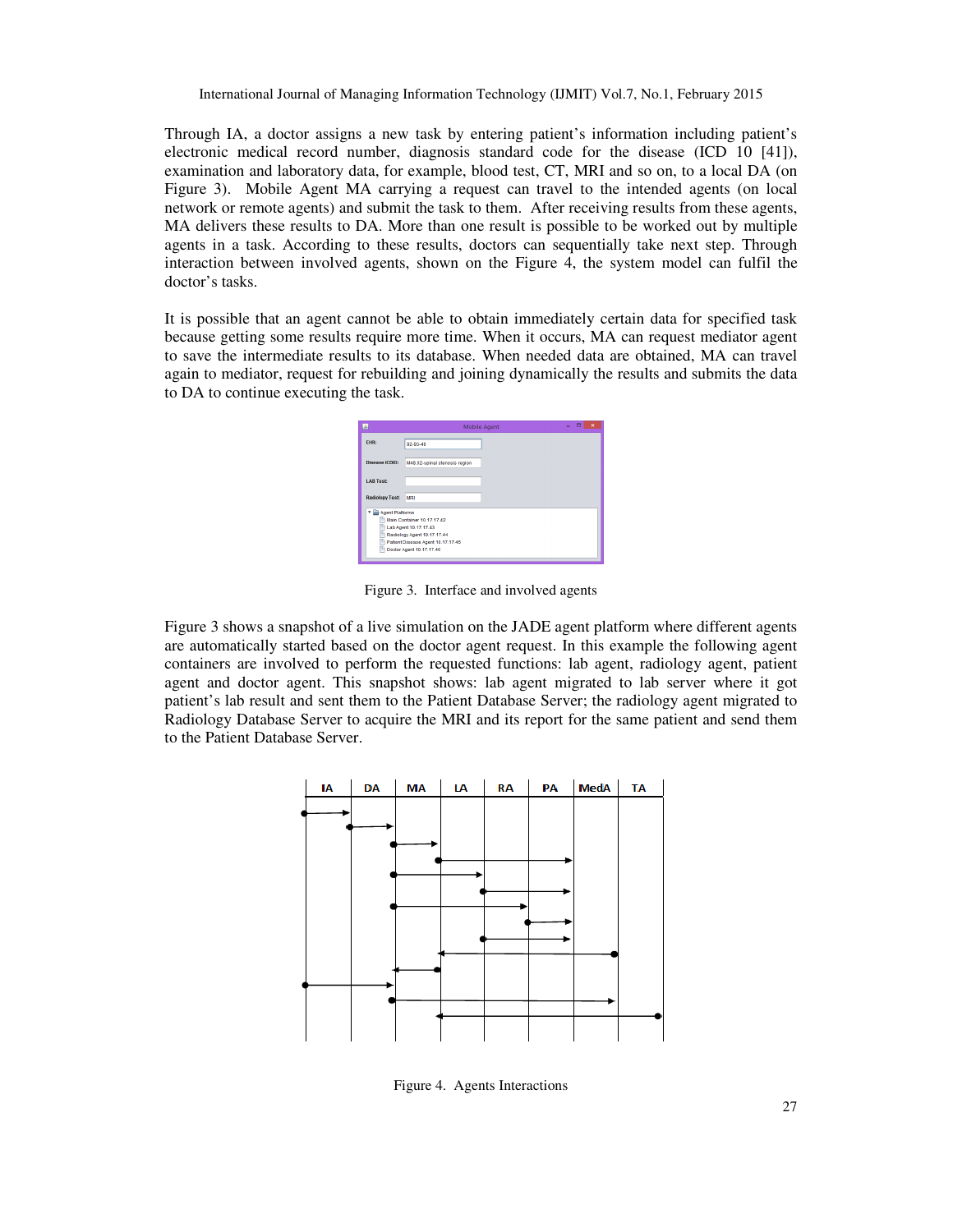Through IA, a doctor assigns a new task by entering patient's information including patient's electronic medical record number, diagnosis standard code for the disease (ICD 10 [41]), examination and laboratory data, for example, blood test, CT, MRI and so on, to a local DA (on Figure 3). Mobile Agent MA carrying a request can travel to the intended agents (on local network or remote agents) and submit the task to them. After receiving results from these agents, MA delivers these results to DA. More than one result is possible to be worked out by multiple agents in a task. According to these results, doctors can sequentially take next step. Through interaction between involved agents, shown on the Figure 4, the system model can fulfil the doctor's tasks.

It is possible that an agent cannot be able to obtain immediately certain data for specified task because getting some results require more time. When it occurs, MA can request mediator agent to save the intermediate results to its database. When needed data are obtained, MA can travel again to mediator, request for rebuilding and joining dynamically the results and submits the data to DA to continue executing the task.

Figure 3. Interface and involved agents

Figure 3 shows a snapshot of a live simulation on the JADE agent platform where different agents are automatically started based on the doctor agent request. In this example the following agent containers are involved to perform the requested functions: lab agent, radiology agent, patient agent and doctor agent. This snapshot shows: lab agent migrated to lab server where it got patient's lab result and sent them to the Patient Database Server; the radiology agent migrated to Radiology Database Server to acquire the MRI and its report for the same patient and send them to the Patient Database Server.

Figure 4. Agents Interactions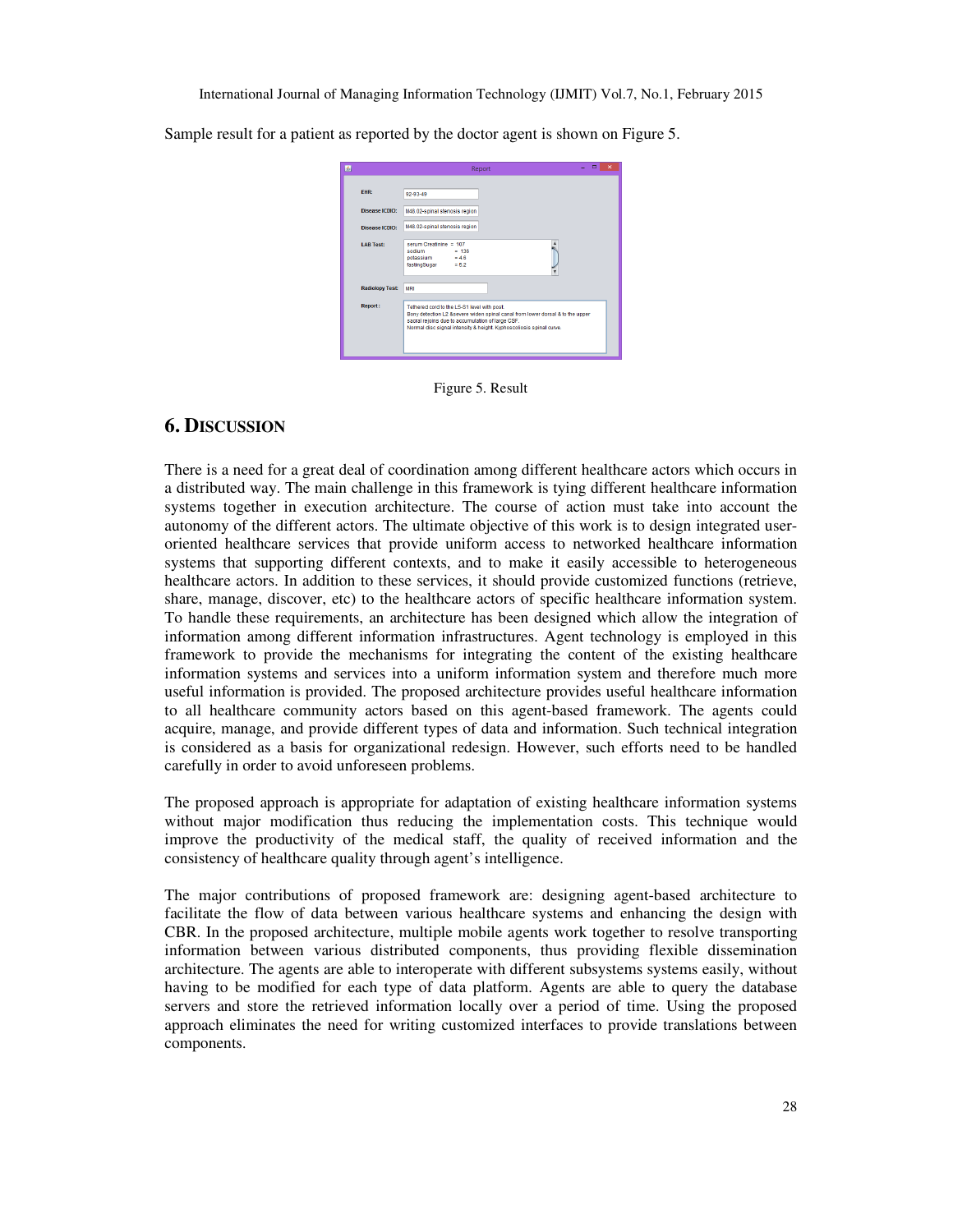Sample result for a patient as reported by the doctor agent is shown on Figure 5.

Figure 5. Result

## 6. DISCUSSION

There is a need for a great deal of coordination among different healthcare actors which occurs in a distributed way. The main challenge in this framework is tying different healthcare information systems together in execution architecture. The course of action must take into account the autonomy of the different actors. The ultimate objective of this work is to design integrated user-oriented healthcare services that provide uniform access to networked healthcare information systems that supporting different contexts, and to make it easily accessible to heterogeneous healthcare actors. In addition to these services, it should provide customized functions (retrieve, share, manage, discover, etc) to the healthcare actors of specific healthcare information system. To handle these requirements, an architecture has been designed which allow the integration of information among different information infrastructures. Agent technology is employed in this framework to provide the mechanisms for integrating the content of the existing healthcare information systems and services into a uniform information system and therefore much more useful information is provided. The proposed architecture provides useful healthcare information to all healthcare community actors based on this agent-based framework. The agents could acquire, manage, and provide different types of data and information. Such technical integration is considered as a basis for organizational redesign. However, such efforts need to be handled carefully in order to avoid unforeseen problems.

The proposed approach is appropriate for adaptation of existing healthcare information systems without major modification thus reducing the implementation costs. This technique would improve the productivity of the medical staff, the quality of received information and the consistency of healthcare quality through agent's intelligence.

The major contributions of proposed framework are: designing agent-based architecture to facilitate the flow of data between various healthcare systems and enhancing the design with CBR. In the proposed architecture, multiple mobile agents work together to resolve transporting information between various distributed components, thus providing flexible dissemination architecture. The agents are able to interoperate with different subsystems systems easily, without having to be modified for each type of data platform. Agents are able to query the database servers and store the retrieved information locally over a period of time. Using the proposed approach eliminates the need for writing customized interfaces to provide translations between components.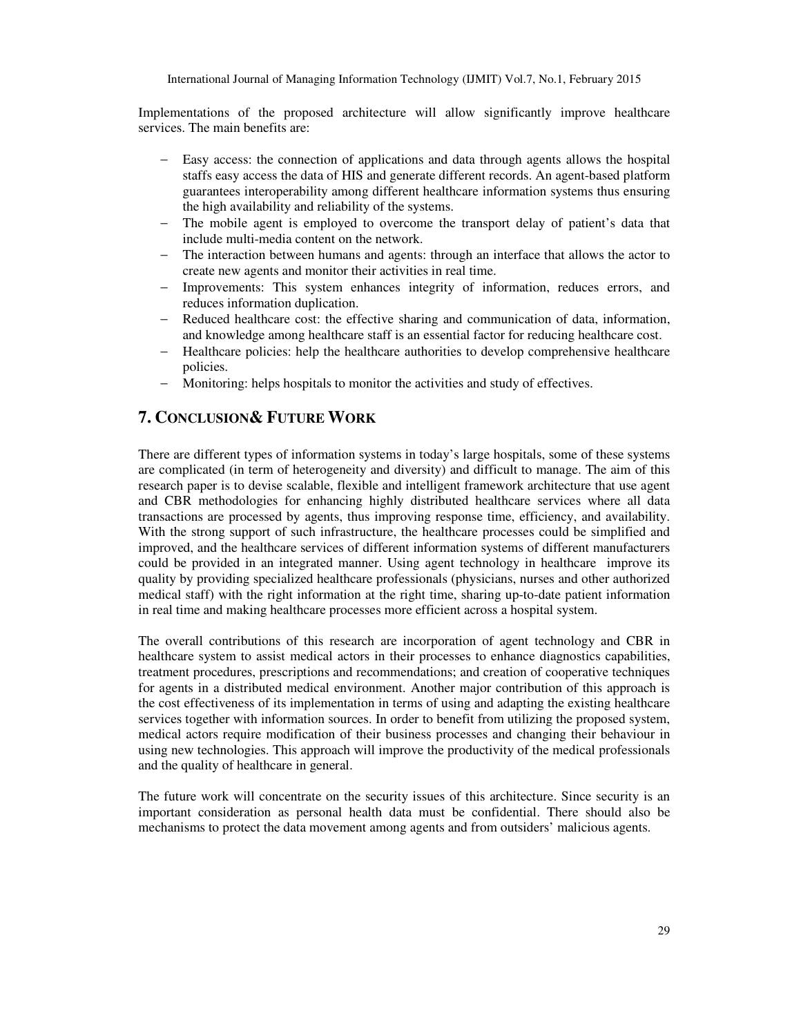Implementations of the proposed architecture will allow significantly improve healthcare services. The main benefits are:

- Easy access: the connection of applications and data through agents allows the hospital staffs easy access the data of HIS and generate different records. An agent-based platform guarantees interoperability among different healthcare information systems thus ensuring the high availability and reliability of the systems.
- The mobile agent is employed to overcome the transport delay of patient's data that include multi-media content on the network.
- The interaction between humans and agents: through an interface that allows the actor to create new agents and monitor their activities in real time.
- Improvements: This system enhances integrity of information, reduces errors, and reduces information duplication.
- Reduced healthcare cost: the effective sharing and communication of data, information, and knowledge among healthcare staff is an essential factor for reducing healthcare cost.
- Healthcare policies: help the healthcare authorities to develop comprehensive healthcare policies.
- Monitoring: helps hospitals to monitor the activities and study of effectives.

## 7. CONCLUSION& FUTURE WORK

There are different types of information systems in today's large hospitals, some of these systems are complicated (in term of heterogeneity and diversity) and difficult to manage. The aim of this research paper is to devise scalable, flexible and intelligent framework architecture that use agent and CBR methodologies for enhancing highly distributed healthcare services where all data transactions are processed by agents, thus improving response time, efficiency, and availability. With the strong support of such infrastructure, the healthcare processes could be simplified and improved, and the healthcare services of different information systems of different manufacturers could be provided in an integrated manner. Using agent technology in healthcare improve its quality by providing specialized healthcare professionals (physicians, nurses and other authorized medical staff) with the right information at the right time, sharing up-to-date patient information in real time and making healthcare processes more efficient across a hospital system.

The overall contributions of this research are incorporation of agent technology and CBR in healthcare system to assist medical actors in their processes to enhance diagnostics capabilities, treatment procedures, prescriptions and recommendations; and creation of cooperative techniques for agents in a distributed medical environment. Another major contribution of this approach is the cost effectiveness of its implementation in terms of using and adapting the existing healthcare services together with information sources. In order to benefit from utilizing the proposed system, medical actors require modification of their business processes and changing their behaviour in using new technologies. This approach will improve the productivity of the medical professionals and the quality of healthcare in general.

The future work will concentrate on the security issues of this architecture. Since security is an important consideration as personal health data must be confidential. There should also be mechanisms to protect the data movement among agents and from outsiders' malicious agents.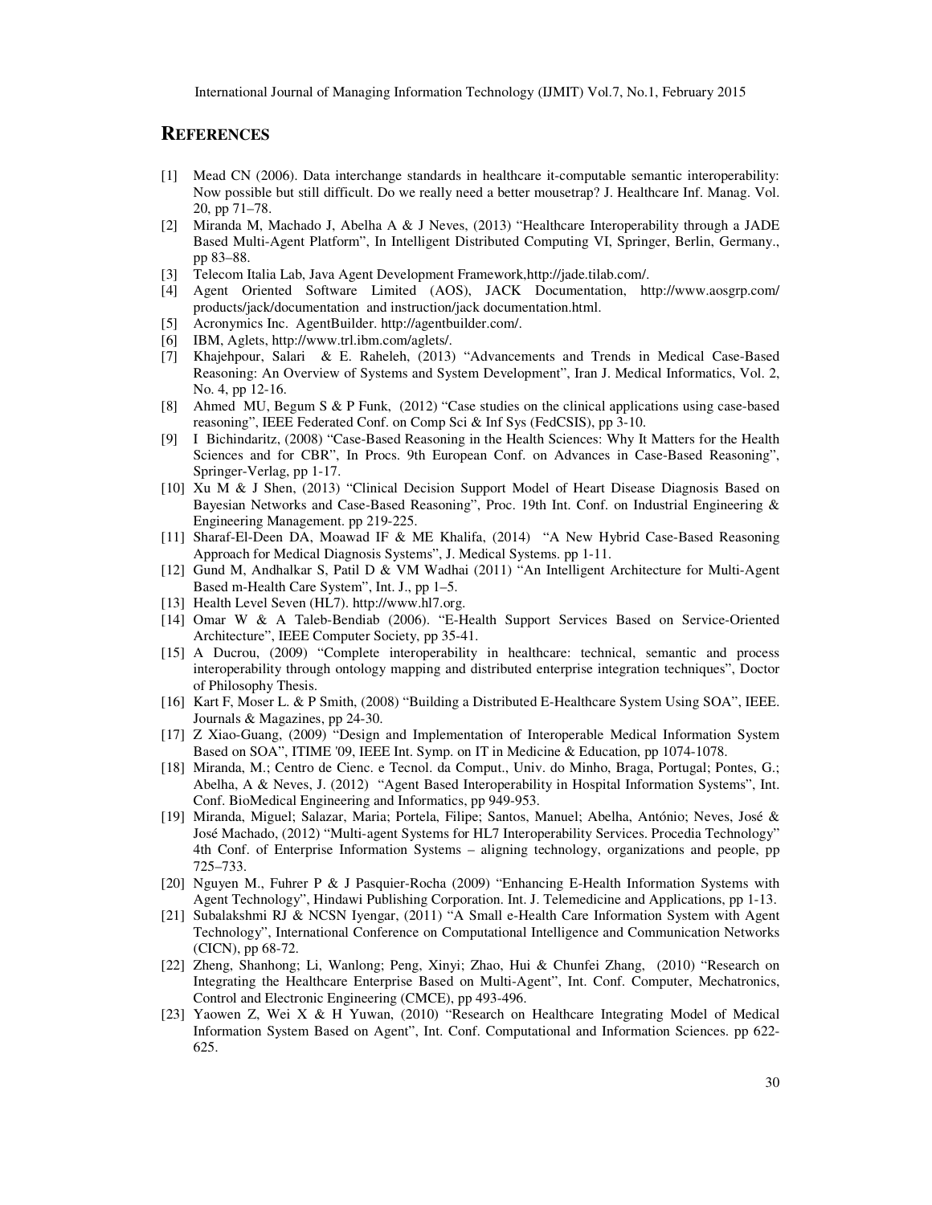## REFERENCES

[1] Mead CN (2006). Data interchange standards in healthcare it-computable semantic interoperability: Now possible but still difficult. Do we really need a better mousetrap? J. Healthcare Inf. Manag. Vol. 20, pp 71–78.

[2] Miranda M, Machado J, Abelha A & J Neves, (2013) "Healthcare Interoperability through a JADE Based Multi-Agent Platform", In Intelligent Distributed Computing VI, Springer, Berlin, Germany., pp 83–88.

[3] Telecom Italia Lab, Java Agent Development Framework,http://jade.tilab.com/.

[4] Agent Oriented Software Limited (AOS), JACK Documentation, http://www.aosgrp.com/ products/jack/documentation and instruction/jack documentation.html.

[5] Acronymics Inc. AgentBuilder. http://agentbuilder.com/.

[6] IBM, Aglets, http://www.trl.ibm.com/aglets/.

[7] Khajehpour, Salari & E. Raheleh, (2013) "Advancements and Trends in Medical Case-Based Reasoning: An Overview of Systems and System Development", Iran J. Medical Informatics, Vol. 2, No. 4, pp 12-16.

[8] Ahmed MU, Begum S & P Funk, (2012) "Case studies on the clinical applications using case-based reasoning", IEEE Federated Conf. on Comp Sci & Inf Sys (FedCSIS), pp 3-10.

[9] I Bichindaritz, (2008) "Case-Based Reasoning in the Health Sciences: Why It Matters for the Health Sciences and for CBR", In Procs. 9th European Conf. on Advances in Case-Based Reasoning", Springer-Verlag, pp 1-17.

[10] Xu M & J Shen, (2013) "Clinical Decision Support Model of Heart Disease Diagnosis Based on Bayesian Networks and Case-Based Reasoning", Proc. 19th Int. Conf. on Industrial Engineering & Engineering Management. pp 219-225.

[11] Sharaf-El-Deen DA, Moawad IF & ME Khalifa, (2014) "A New Hybrid Case-Based Reasoning Approach for Medical Diagnosis Systems", J. Medical Systems. pp 1-11.

[12] Gund M, Andhalkar S, Patil D & VM Wadhai (2011) "An Intelligent Architecture for Multi-Agent Based m-Health Care System", Int. J., pp 1–5.

[13] Health Level Seven (HL7). http://www.hl7.org.

[14] Omar W & A Taleb-Bendiab (2006). "E-Health Support Services Based on Service-Oriented Architecture", IEEE Computer Society, pp 35-41.

[15] A Ducrou, (2009) "Complete interoperability in healthcare: technical, semantic and process interoperability through ontology mapping and distributed enterprise integration techniques", Doctor of Philosophy Thesis.

[16] Kart F, Moser L. & P Smith, (2008) "Building a Distributed E-Healthcare System Using SOA", IEEE. Journals & Magazines, pp 24-30.

[17] Z Xiao-Guang, (2009) "Design and Implementation of Interoperable Medical Information System Based on SOA", ITIME '09, IEEE Int. Symp. on IT in Medicine & Education, pp 1074-1078.

[18] Miranda, M.; Centro de Cienc. e Tecnol. da Comput., Univ. do Minho, Braga, Portugal; Pontes, G.; Abelha, A & Neves, J. (2012) "Agent Based Interoperability in Hospital Information Systems", Int. Conf. BioMedical Engineering and Informatics, pp 949-953.

[19] Miranda, Miguel; Salazar, Maria; Portela, Filipe; Santos, Manuel; Abelha, António; Neves, José & José Machado, (2012) "Multi-agent Systems for HL7 Interoperability Services. Procedia Technology" 4th Conf. of Enterprise Information Systems – aligning technology, organizations and people, pp 725–733.

[20] Nguyen M., Fuhrer P & J Pasquier-Rocha (2009) "Enhancing E-Health Information Systems with Agent Technology", Hindawi Publishing Corporation. Int. J. Telemedicine and Applications, pp 1-13.

[21] Subalakshmi RJ & NCSN Iyengar, (2011) "A Small e-Health Care Information System with Agent Technology", International Conference on Computational Intelligence and Communication Networks (CICN), pp 68-72.

[22] Zheng, Shanhong; Li, Wanlong; Peng, Xinyi; Zhao, Hui & Chunfei Zhang, (2010) "Research on Integrating the Healthcare Enterprise Based on Multi-Agent", Int. Conf. Computer, Mechatronics, Control and Electronic Engineering (CMCE), pp 493-496.

[23] Yaowen Z, Wei X & H Yuwan, (2010) "Research on Healthcare Integrating Model of Medical Information System Based on Agent", Int. Conf. Computational and Information Sciences. pp 622-625.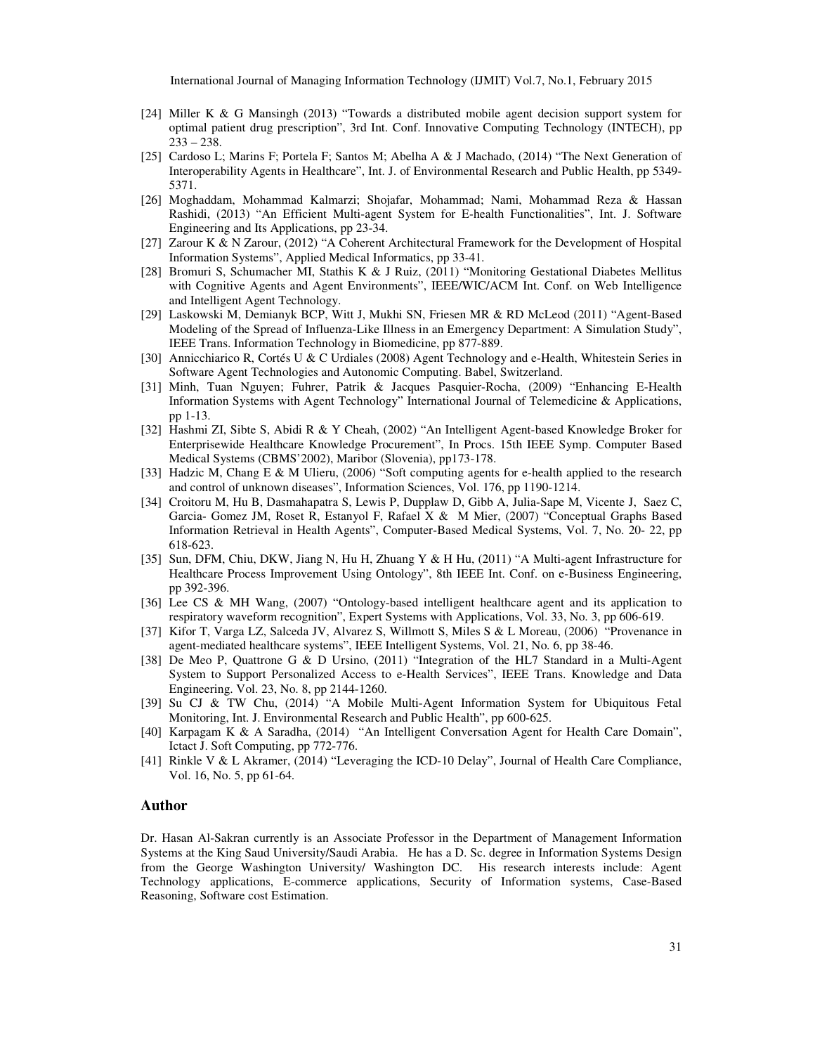[24] Miller K & G Mansingh (2013) "Towards a distributed mobile agent decision support system for optimal patient drug prescription", 3rd Int. Conf. Innovative Computing Technology (INTECH), pp 233 – 238.

[25] Cardoso L; Marins F; Portela F; Santos M; Abelha A & J Machado, (2014) "The Next Generation of Interoperability Agents in Healthcare", Int. J. of Environmental Research and Public Health, pp 5349-5371.

[26] Moghaddam, Mohammad Kalmarzi; Shojafar, Mohammad; Nami, Mohammad Reza & Hassan Rashidi, (2013) "An Efficient Multi-agent System for E-health Functionalities", Int. J. Software Engineering and Its Applications, pp 23-34.

[27] Zarour K & N Zarour, (2012) "A Coherent Architectural Framework for the Development of Hospital Information Systems", Applied Medical Informatics, pp 33-41.

[28] Bromuri S, Schumacher MI, Stathis K & J Ruiz, (2011) "Monitoring Gestational Diabetes Mellitus with Cognitive Agents and Agent Environments", IEEE/WIC/ACM Int. Conf. on Web Intelligence and Intelligent Agent Technology.

[29] Laskowski M, Demianyk BCP, Witt J, Mukhi SN, Friesen MR & RD McLeod (2011) "Agent-Based Modeling of the Spread of Influenza-Like Illness in an Emergency Department: A Simulation Study", IEEE Trans. Information Technology in Biomedicine, pp 877-889.

[30] Annicchiarico R, Cortés U & C Urdiales (2008) Agent Technology and e-Health, Whitestein Series in Software Agent Technologies and Autonomic Computing. Babel, Switzerland.

[31] Minh, Tuan Nguyen; Fuhrer, Patrik & Jacques Pasquier-Rocha, (2009) "Enhancing E-Health Information Systems with Agent Technology" International Journal of Telemedicine & Applications, pp 1-13.

[32] Hashmi ZI, Sibte S, Abidi R & Y Cheah, (2002) "An Intelligent Agent-based Knowledge Broker for Enterprisewide Healthcare Knowledge Procurement", In Procs. 15th IEEE Symp. Computer Based Medical Systems (CBMS'2002), Maribor (Slovenia), pp173-178.

[33] Hadzic M, Chang E & M Ulieru, (2006) "Soft computing agents for e-health applied to the research and control of unknown diseases", Information Sciences, Vol. 176, pp 1190-1214.

[34] Croitoru M, Hu B, Dasmahapatra S, Lewis P, Dupplaw D, Gibb A, Julia-Sape M, Vicente J, Saez C, Garcia- Gomez JM, Roset R, Estanyol F, Rafael X & M Mier, (2007) "Conceptual Graphs Based Information Retrieval in Health Agents", Computer-Based Medical Systems, Vol. 7, No. 20- 22, pp 618-623.

[35] Sun, DFM, Chiu, DKW, Jiang N, Hu H, Zhuang Y & H Hu, (2011) "A Multi-agent Infrastructure for Healthcare Process Improvement Using Ontology", 8th IEEE Int. Conf. on e-Business Engineering, pp 392-396.

[36] Lee CS & MH Wang, (2007) "Ontology-based intelligent healthcare agent and its application to respiratory waveform recognition", Expert Systems with Applications, Vol. 33, No. 3, pp 606-619.

[37] Kifor T, Varga LZ, Salceda JV, Alvarez S, Willmott S, Miles S & L Moreau, (2006) "Provenance in agent-mediated healthcare systems", IEEE Intelligent Systems, Vol. 21, No. 6, pp 38-46.

[38] De Meo P, Quattrone G & D Ursino, (2011) "Integration of the HL7 Standard in a Multi-Agent System to Support Personalized Access to e-Health Services", IEEE Trans. Knowledge and Data Engineering. Vol. 23, No. 8, pp 2144-1260.

[39] Su CJ & TW Chu, (2014) "A Mobile Multi-Agent Information System for Ubiquitous Fetal Monitoring, Int. J. Environmental Research and Public Health", pp 600-625.

[40] Karpagam K & A Saradha, (2014) "An Intelligent Conversation Agent for Health Care Domain", Ictact J. Soft Computing, pp 772-776.

[41] Rinkle V & L Akramer, (2014) "Leveraging the ICD-10 Delay", Journal of Health Care Compliance, Vol. 16, No. 5, pp 61-64.

## Author

Dr. Hasan Al-Sakran currently is an Associate Professor in the Department of Management Information Systems at the King Saud University/Saudi Arabia. He has a D. Sc. degree in Information Systems Design from the George Washington University/ Washington DC. His research interests include: Agent Technology applications, E-commerce applications, Security of Information systems, Case-Based Reasoning, Software cost Estimation.